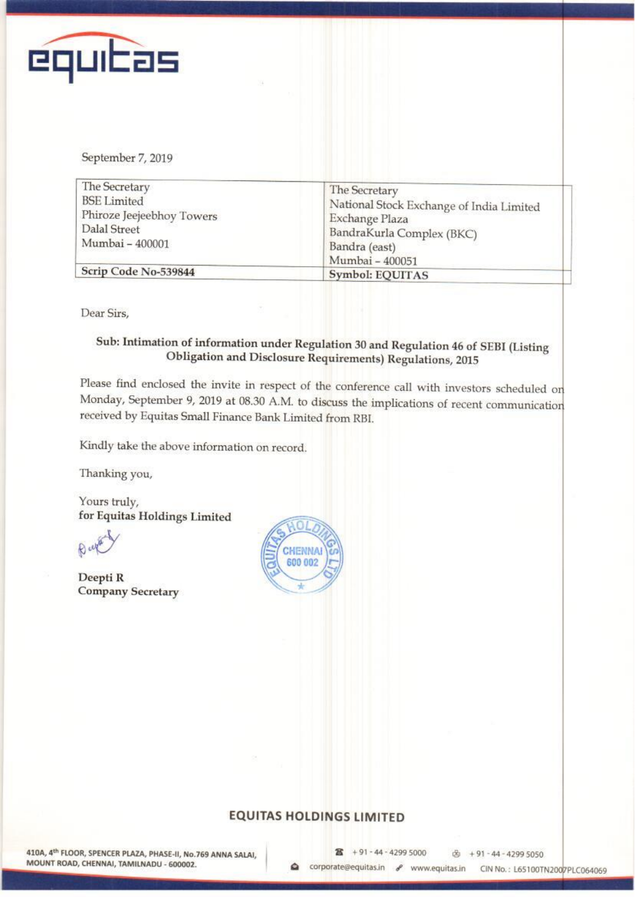September 7, 2019

| The Secretary<br>BSE Limited<br>Phiroze Jeejeebhoy Towers<br>Dalal Street<br>Mumbai – 400001 | The Secretary<br>National Stock Exchange of India Limited<br>Exchange Plaza<br>BandraKurla Complex (BKC)<br>Bandra (east)<br>Mumbai – 400051 |
|---|---|
| **Scrip Code No-539844** | **Symbol: EQUITAS** |

Dear Sirs,

**Sub: Intimation of information under Regulation 30 and Regulation 46 of SEBI (Listing Obligation and Disclosure Requirements) Regulations, 2015**

Please find enclosed the invite in respect of the conference call with investors scheduled on Monday, September 9, 2019 at 08.30 A.M. to discuss the implications of recent communication received by Equitas Small Finance Bank Limited from RBI.

Kindly take the above information on record.

Thanking you,

Yours truly,
**for Equitas Holdings Limited**

**Deepti R**
**Company Secretary**

**EQUITAS HOLDINGS LIMITED**

410A, 4th FLOOR, SPENCER PLAZA, PHASE-II, No.769 ANNA SALAI, MOUNT ROAD, CHENNAI, TAMILNADU - 600002.

+91 - 44 - 4299 5000 | +91 - 44 - 4299 5050 | corporate@equitas.in | www.equitas.in | CIN No.: L65100TN2007PLC064069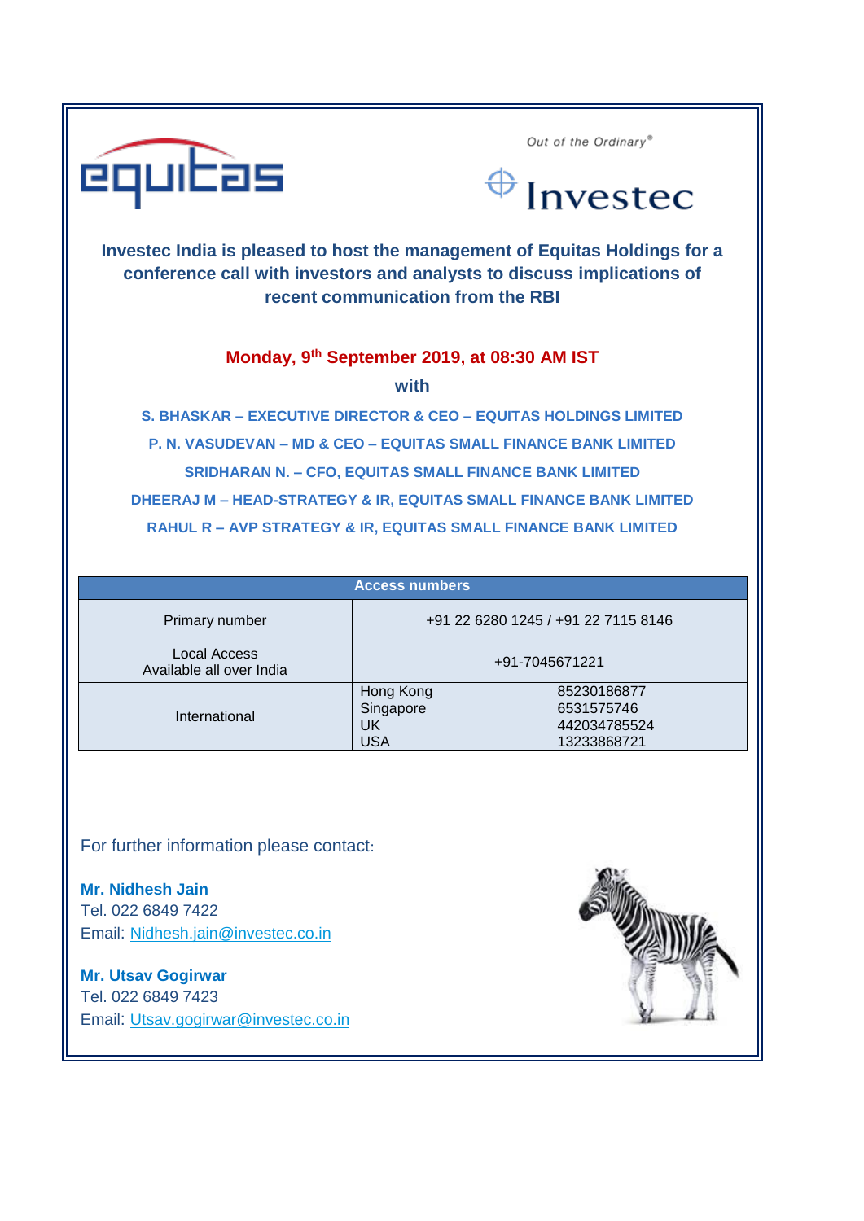equitas

*Out of the Ordinary®*

Investec

**Investec India is pleased to host the management of Equitas Holdings for a conference call with investors and analysts to discuss implications of recent communication from the RBI**

**Monday, 9th September 2019, at 08:30 AM IST**

**with**

**S. BHASKAR – EXECUTIVE DIRECTOR & CEO – EQUITAS HOLDINGS LIMITED**

**P. N. VASUDEVAN – MD & CEO – EQUITAS SMALL FINANCE BANK LIMITED**

**SRIDHARAN N. – CFO, EQUITAS SMALL FINANCE BANK LIMITED**

**DHEERAJ M – HEAD-STRATEGY & IR, EQUITAS SMALL FINANCE BANK LIMITED**

**RAHUL R – AVP STRATEGY & IR, EQUITAS SMALL FINANCE BANK LIMITED**

| Access numbers | | |
|---|---|---|
| Primary number | +91 22 6280 1245 / +91 22 7115 8146 | |
| Local Access Available all over India | +91-7045671221 | |
| International | Hong Kong | 85230186877 |
| | Singapore | 6531575746 |
| | UK | 442034785524 |
| | USA | 13233868721 |

For further information please contact:

**Mr. Nidhesh Jain**
Tel. 022 6849 7422
Email: Nidhesh.jain@investec.co.in

**Mr. Utsav Gogirwar**
Tel. 022 6849 7423
Email: Utsav.gogirwar@investec.co.in